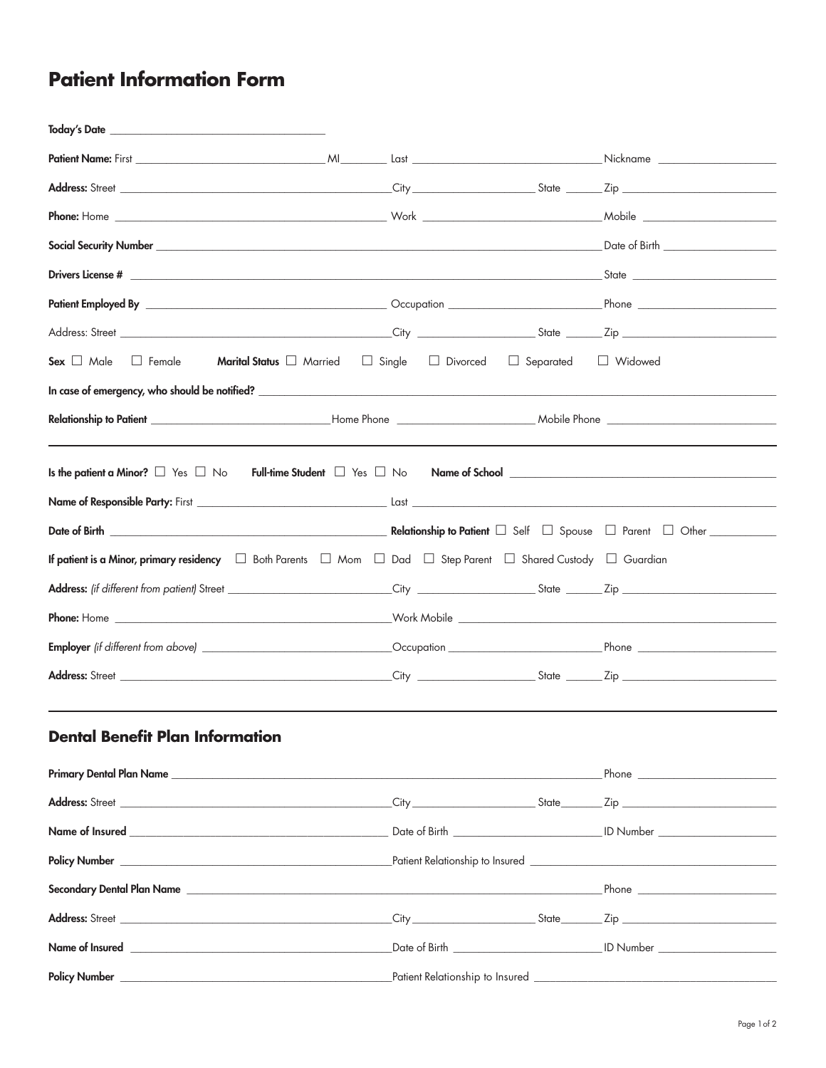# Patient Information Form

**Today's Date** ______________________

**Patient Name:** First ______________________ MI ________ Last ______________________ Nickname ______________________

**Address:** Street ______________________ City ______________________ State ______ Zip ______________________

**Phone:** Home ______________________ Work ______________________ Mobile ______________________

**Social Security Number** ______________________ Date of Birth ______________________

**Drivers License #** ______________________ State ______________________

**Patient Employed By** ______________________ Occupation ______________________ Phone ______________________

Address: Street ______________________ City ______________________ State ______ Zip ______________________

**Sex** ☐ Male ☐ Female **Marital Status** ☐ Married ☐ Single ☐ Divorced ☐ Separated ☐ Widowed

**In case of emergency, who should be notified?** ______________________

**Relationship to Patient** ______________________ Home Phone ______________________ Mobile Phone ______________________

---

**Is the patient a Minor?** ☐ Yes ☐ No **Full-time Student** ☐ Yes ☐ No **Name of School** ______________________

**Name of Responsible Party:** First ______________________ Last ______________________

**Date of Birth** ______________________ **Relationship to Patient** ☐ Self ☐ Spouse ☐ Parent ☐ Other ____________

**If patient is a Minor, primary residency** ☐ Both Parents ☐ Mom ☐ Dad ☐ Step Parent ☐ Shared Custody ☐ Guardian

**Address:** *(if different from patient)* Street ______________________ City ______________________ State ______ Zip ______________________

**Phone:** Home ______________________ Work Mobile ______________________

**Employer** *(if different from above)* ______________________ Occupation ______________________ Phone ______________________

**Address:** Street ______________________ City ______________________ State ______ Zip ______________________

---

## Dental Benefit Plan Information

**Primary Dental Plan Name** ______________________ Phone ______________________

**Address:** Street ______________________ City ______________________ State ______ Zip ______________________

**Name of Insured** ______________________ Date of Birth ______________________ ID Number ______________________

**Policy Number** ______________________ Patient Relationship to Insured ______________________

**Secondary Dental Plan Name** ______________________ Phone ______________________

**Address:** Street ______________________ City ______________________ State ______ Zip ______________________

**Name of Insured** ______________________ Date of Birth ______________________ ID Number ______________________

**Policy Number** ______________________ Patient Relationship to Insured ______________________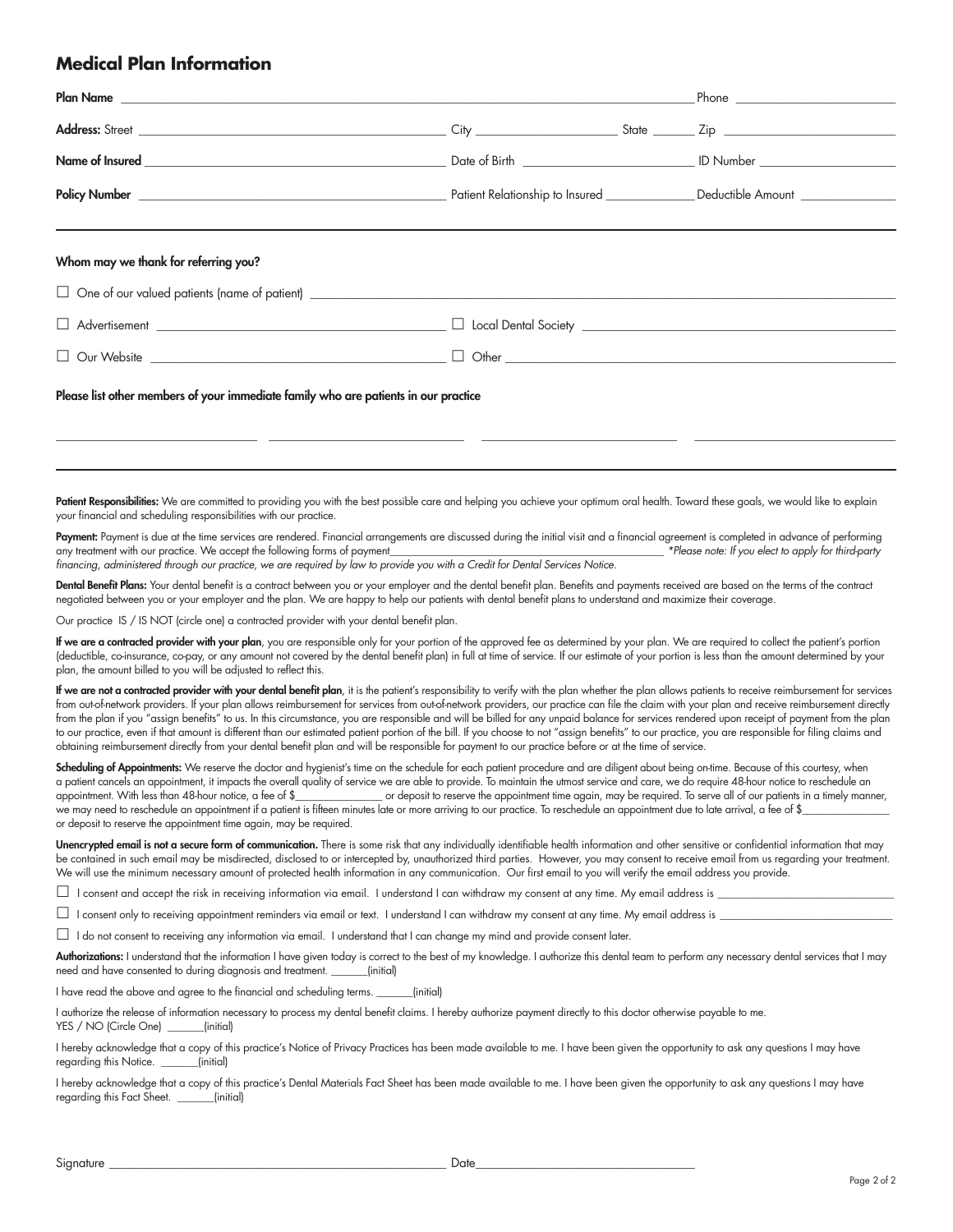## Medical Plan Information

**Plan Name** ______________________________ Phone ______________

**Address:** Street ______________________ City ______________ State ______ Zip ______________

**Name of Insured** ______________________ Date of Birth ______________ ID Number ______________

**Policy Number** ______________________ Patient Relationship to Insured ______________ Deductible Amount ______________

**Whom may we thank for referring you?**

☐ One of our valued patients (name of patient) ______________________________

☐ Advertisement ______________________ ☐ Local Dental Society ______________________

☐ Our Website ______________________ ☐ Other ______________________

**Please list other members of your immediate family who are patients in our practice**

______________ ______________ ______________ ______________

**Patient Responsibilities:** We are committed to providing you with the best possible care and helping you achieve your optimum oral health. Toward these goals, we would like to explain your financial and scheduling responsibilities with our practice.

**Payment:** Payment is due at the time services are rendered. Financial arrangements are discussed during the initial visit and a financial agreement is completed in advance of performing any treatment with our practice. We accept the following forms of payment______________________ *\*Please note: If you elect to apply for third-party financing, administered through our practice, we are required by law to provide you with a Credit for Dental Services Notice.*

**Dental Benefit Plans:** Your dental benefit is a contract between you or your employer and the dental benefit plan. Benefits and payments received are based on the terms of the contract negotiated between you or your employer and the plan. We are happy to help our patients with dental benefit plans to understand and maximize their coverage.

Our practice IS / IS NOT (circle one) a contracted provider with your dental benefit plan.

**If we are a contracted provider with your plan**, you are responsible only for your portion of the approved fee as determined by your plan. We are required to collect the patient's portion (deductible, co-insurance, co-pay, or any amount not covered by the dental benefit plan) in full at time of service. If our estimate of your portion is less than the amount determined by your plan, the amount billed to you will be adjusted to reflect this.

**If we are not a contracted provider with your dental benefit plan**, it is the patient's responsibility to verify with the plan whether the plan allows patients to receive reimbursement for services from out-of-network providers. If your plan allows reimbursement for services from out-of-network providers, our practice can file the claim with your plan and receive reimbursement directly from the plan if you "assign benefits" to us. In this circumstance, you are responsible and will be billed for any unpaid balance for services rendered upon receipt of payment from the plan to our practice, even if that amount is different than our estimated patient portion of the bill. If you choose to not "assign benefits" to our practice, you are responsible for filing claims and obtaining reimbursement directly from your dental benefit plan and will be responsible for payment to our practice before or at the time of service.

**Scheduling of Appointments:** We reserve the doctor and hygienist's time on the schedule for each patient procedure and are diligent about being on-time. Because of this courtesy, when a patient cancels an appointment, it impacts the overall quality of service we are able to provide. To maintain the utmost service and care, we do require 48-hour notice to reschedule an appointment. With less than 48-hour notice, a fee of $______________ or deposit to reserve the appointment time again, may be required. To serve all of our patients in a timely manner, we may need to reschedule an appointment if a patient is fifteen minutes late or more arriving to our practice. To reschedule an appointment due to late arrival, a fee of $______________ or deposit to reserve the appointment time again, may be required.

**Unencrypted email is not a secure form of communication.** There is some risk that any individually identifiable health information and other sensitive or confidential information that may be contained in such email may be misdirected, disclosed to or intercepted by, unauthorized third parties. However, you may consent to receive email from us regarding your treatment. We will use the minimum necessary amount of protected health information in any communication. Our first email to you will verify the email address you provide.

☐ I consent and accept the risk in receiving information via email. I understand I can withdraw my consent at any time. My email address is ______________________

☐ I consent only to receiving appointment reminders via email or text. I understand I can withdraw my consent at any time. My email address is ______________________

☐ I do not consent to receiving any information via email. I understand that I can change my mind and provide consent later.

**Authorizations:** I understand that the information I have given today is correct to the best of my knowledge. I authorize this dental team to perform any necessary dental services that I may need and have consented to during diagnosis and treatment. ______(initial)

I have read the above and agree to the financial and scheduling terms. ______(initial)

I authorize the release of information necessary to process my dental benefit claims. I hereby authorize payment directly to this doctor otherwise payable to me.
YES / NO (Circle One) ______(initial)

I hereby acknowledge that a copy of this practice's Notice of Privacy Practices has been made available to me. I have been given the opportunity to ask any questions I may have regarding this Notice. ______(initial)

I hereby acknowledge that a copy of this practice's Dental Materials Fact Sheet has been made available to me. I have been given the opportunity to ask any questions I may have regarding this Fact Sheet. ______(initial)

Signature ______________________________ Date ______________________